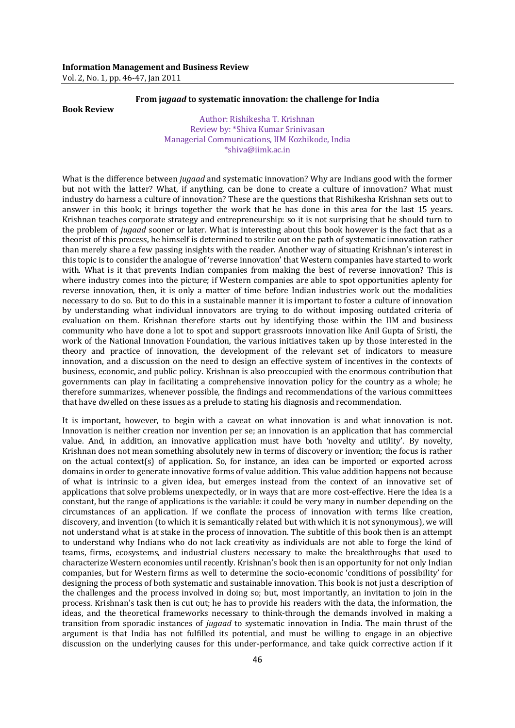**Book Review**

# From j*ugaad* to systematic innovation: the challenge for India

Author: Rishikesha T. Krishnan
Review by: *Shiva Kumar Srinivasan
Managerial Communications, IIM Kozhikode, India
*shiva@iimk.ac.in

What is the difference between *jugaad* and systematic innovation? Why are Indians good with the former but not with the latter? What, if anything, can be done to create a culture of innovation? What must industry do harness a culture of innovation? These are the questions that Rishikesha Krishnan sets out to answer in this book; it brings together the work that he has done in this area for the last 15 years. Krishnan teaches corporate strategy and entrepreneurship: so it is not surprising that he should turn to the problem of *jugaad* sooner or later. What is interesting about this book however is the fact that as a theorist of this process, he himself is determined to strike out on the path of systematic innovation rather than merely share a few passing insights with the reader. Another way of situating Krishnan's interest in this topic is to consider the analogue of 'reverse innovation' that Western companies have started to work with. What is it that prevents Indian companies from making the best of reverse innovation? This is where industry comes into the picture; if Western companies are able to spot opportunities aplenty for reverse innovation, then, it is only a matter of time before Indian industries work out the modalities necessary to do so. But to do this in a sustainable manner it is important to foster a culture of innovation by understanding what individual innovators are trying to do without imposing outdated criteria of evaluation on them. Krishnan therefore starts out by identifying those within the IIM and business community who have done a lot to spot and support grassroots innovation like Anil Gupta of Sristi, the work of the National Innovation Foundation, the various initiatives taken up by those interested in the theory and practice of innovation, the development of the relevant set of indicators to measure innovation, and a discussion on the need to design an effective system of incentives in the contexts of business, economic, and public policy. Krishnan is also preoccupied with the enormous contribution that governments can play in facilitating a comprehensive innovation policy for the country as a whole; he therefore summarizes, whenever possible, the findings and recommendations of the various committees that have dwelled on these issues as a prelude to stating his diagnosis and recommendation.

It is important, however, to begin with a caveat on what innovation is and what innovation is not. Innovation is neither creation nor invention per se; an innovation is an application that has commercial value. And, in addition, an innovative application must have both 'novelty and utility'. By novelty, Krishnan does not mean something absolutely new in terms of discovery or invention; the focus is rather on the actual context(s) of application. So, for instance, an idea can be imported or exported across domains in order to generate innovative forms of value addition. This value addition happens not because of what is intrinsic to a given idea, but emerges instead from the context of an innovative set of applications that solve problems unexpectedly, or in ways that are more cost-effective. Here the idea is a constant, but the range of applications is the variable: it could be very many in number depending on the circumstances of an application. If we conflate the process of innovation with terms like creation, discovery, and invention (to which it is semantically related but with which it is not synonymous), we will not understand what is at stake in the process of innovation. The subtitle of this book then is an attempt to understand why Indians who do not lack creativity as individuals are not able to forge the kind of teams, firms, ecosystems, and industrial clusters necessary to make the breakthroughs that used to characterize Western economies until recently. Krishnan's book then is an opportunity for not only Indian companies, but for Western firms as well to determine the socio-economic 'conditions of possibility' for designing the process of both systematic and sustainable innovation. This book is not just a description of the challenges and the process involved in doing so; but, most importantly, an invitation to join in the process. Krishnan's task then is cut out; he has to provide his readers with the data, the information, the ideas, and the theoretical frameworks necessary to think-through the demands involved in making a transition from sporadic instances of *jugaad* to systematic innovation in India. The main thrust of the argument is that India has not fulfilled its potential, and must be willing to engage in an objective discussion on the underlying causes for this under-performance, and take quick corrective action if it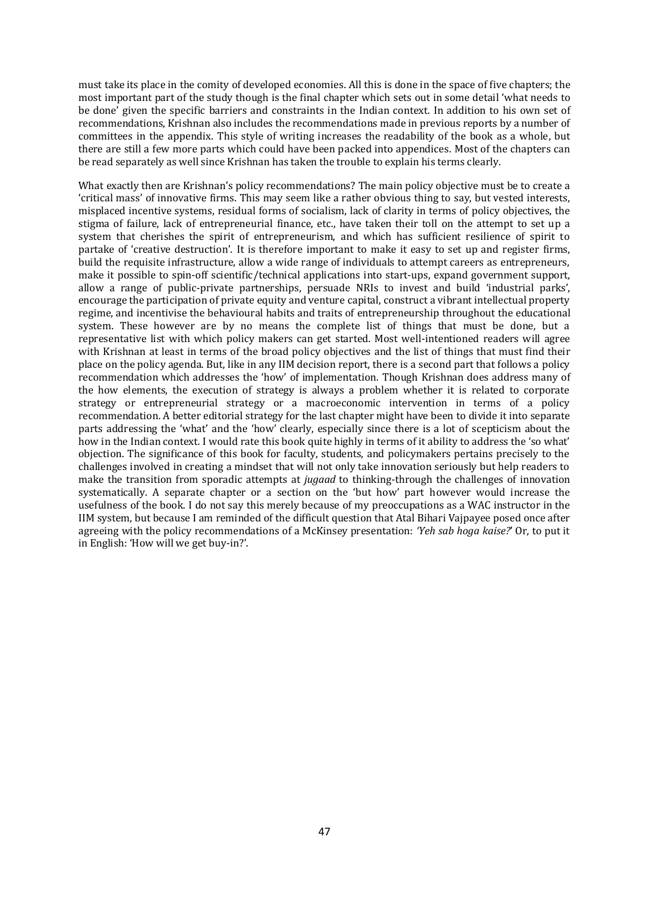must take its place in the comity of developed economies. All this is done in the space of five chapters; the most important part of the study though is the final chapter which sets out in some detail 'what needs to be done' given the specific barriers and constraints in the Indian context. In addition to his own set of recommendations, Krishnan also includes the recommendations made in previous reports by a number of committees in the appendix. This style of writing increases the readability of the book as a whole, but there are still a few more parts which could have been packed into appendices. Most of the chapters can be read separately as well since Krishnan has taken the trouble to explain his terms clearly.

What exactly then are Krishnan's policy recommendations? The main policy objective must be to create a 'critical mass' of innovative firms. This may seem like a rather obvious thing to say, but vested interests, misplaced incentive systems, residual forms of socialism, lack of clarity in terms of policy objectives, the stigma of failure, lack of entrepreneurial finance, etc., have taken their toll on the attempt to set up a system that cherishes the spirit of entrepreneurism, and which has sufficient resilience of spirit to partake of 'creative destruction'. It is therefore important to make it easy to set up and register firms, build the requisite infrastructure, allow a wide range of individuals to attempt careers as entrepreneurs, make it possible to spin-off scientific/technical applications into start-ups, expand government support, allow a range of public-private partnerships, persuade NRIs to invest and build 'industrial parks', encourage the participation of private equity and venture capital, construct a vibrant intellectual property regime, and incentivise the behavioural habits and traits of entrepreneurship throughout the educational system. These however are by no means the complete list of things that must be done, but a representative list with which policy makers can get started. Most well-intentioned readers will agree with Krishnan at least in terms of the broad policy objectives and the list of things that must find their place on the policy agenda. But, like in any IIM decision report, there is a second part that follows a policy recommendation which addresses the 'how' of implementation. Though Krishnan does address many of the how elements, the execution of strategy is always a problem whether it is related to corporate strategy or entrepreneurial strategy or a macroeconomic intervention in terms of a policy recommendation. A better editorial strategy for the last chapter might have been to divide it into separate parts addressing the 'what' and the 'how' clearly, especially since there is a lot of scepticism about the how in the Indian context. I would rate this book quite highly in terms of it ability to address the 'so what' objection. The significance of this book for faculty, students, and policymakers pertains precisely to the challenges involved in creating a mindset that will not only take innovation seriously but help readers to make the transition from sporadic attempts at *jugaad* to thinking-through the challenges of innovation systematically. A separate chapter or a section on the 'but how' part however would increase the usefulness of the book. I do not say this merely because of my preoccupations as a WAC instructor in the IIM system, but because I am reminded of the difficult question that Atal Bihari Vajpayee posed once after agreeing with the policy recommendations of a McKinsey presentation: *'Yeh sab hoga kaise?'* Or, to put it in English: 'How will we get buy-in?'.